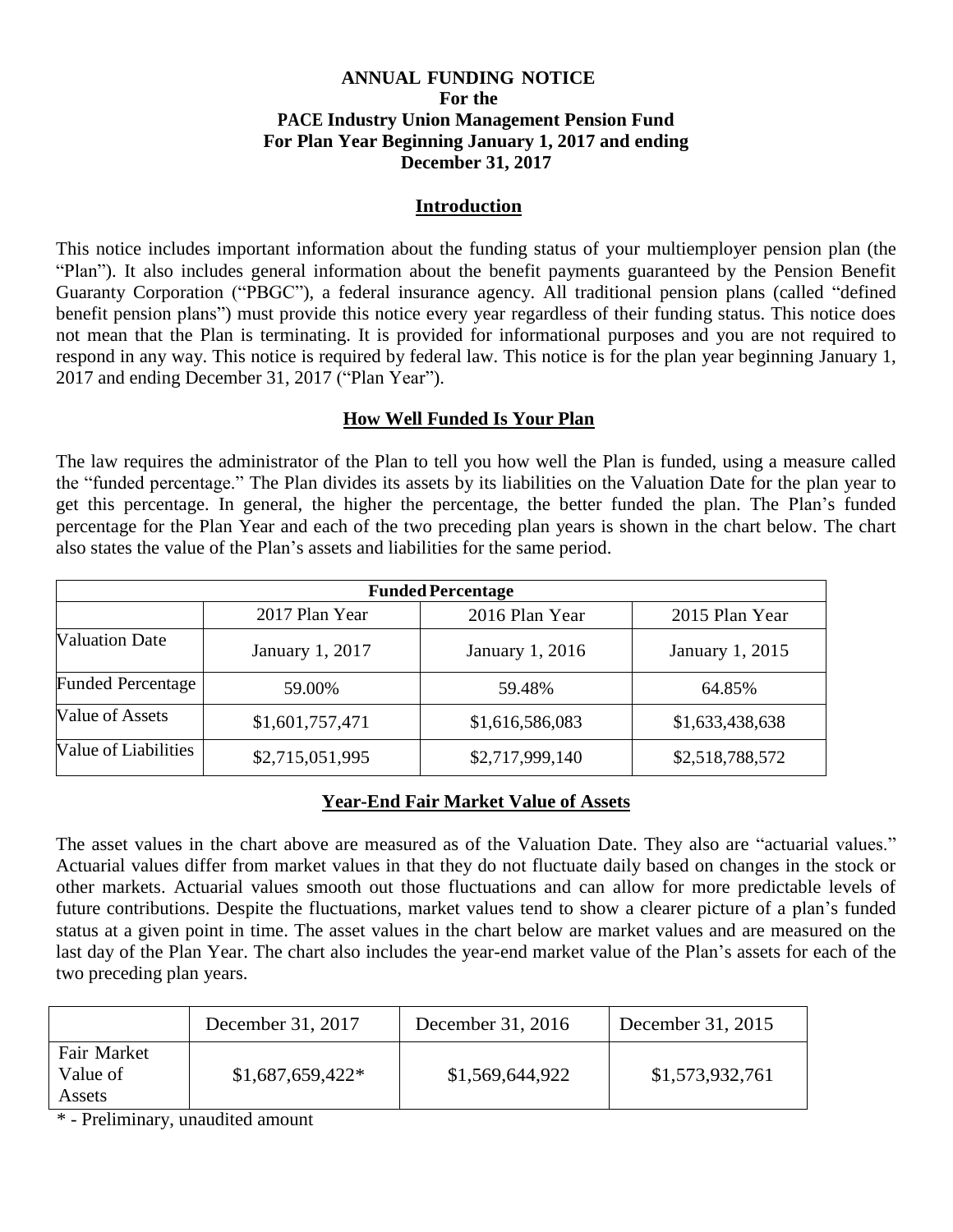**ANNUAL FUNDING NOTICE**
**For the**
**PACE Industry Union Management Pension Fund**
**For Plan Year Beginning January 1, 2017 and ending**
**December 31, 2017**

## Introduction

This notice includes important information about the funding status of your multiemployer pension plan (the "Plan"). It also includes general information about the benefit payments guaranteed by the Pension Benefit Guaranty Corporation ("PBGC"), a federal insurance agency. All traditional pension plans (called "defined benefit pension plans") must provide this notice every year regardless of their funding status. This notice does not mean that the Plan is terminating. It is provided for informational purposes and you are not required to respond in any way. This notice is required by federal law. This notice is for the plan year beginning January 1, 2017 and ending December 31, 2017 ("Plan Year").

## How Well Funded Is Your Plan

The law requires the administrator of the Plan to tell you how well the Plan is funded, using a measure called the "funded percentage." The Plan divides its assets by its liabilities on the Valuation Date for the plan year to get this percentage. In general, the higher the percentage, the better funded the plan. The Plan's funded percentage for the Plan Year and each of the two preceding plan years is shown in the chart below. The chart also states the value of the Plan's assets and liabilities for the same period.

| Funded Percentage | | | |
|---|---|---|---|
| | 2017 Plan Year | 2016 Plan Year | 2015 Plan Year |
| Valuation Date | January 1, 2017 | January 1, 2016 | January 1, 2015 |
| Funded Percentage | 59.00% | 59.48% | 64.85% |
| Value of Assets | $1,601,757,471 | $1,616,586,083 | $1,633,438,638 |
| Value of Liabilities | $2,715,051,995 | $2,717,999,140 | $2,518,788,572 |

## Year-End Fair Market Value of Assets

The asset values in the chart above are measured as of the Valuation Date. They also are "actuarial values." Actuarial values differ from market values in that they do not fluctuate daily based on changes in the stock or other markets. Actuarial values smooth out those fluctuations and can allow for more predictable levels of future contributions. Despite the fluctuations, market values tend to show a clearer picture of a plan's funded status at a given point in time. The asset values in the chart below are market values and are measured on the last day of the Plan Year. The chart also includes the year-end market value of the Plan's assets for each of the two preceding plan years.

| | December 31, 2017 | December 31, 2016 | December 31, 2015 |
|---|---|---|---|
| Fair Market Value of Assets | $1,687,659,422* | $1,569,644,922 | $1,573,932,761 |

* - Preliminary, unaudited amount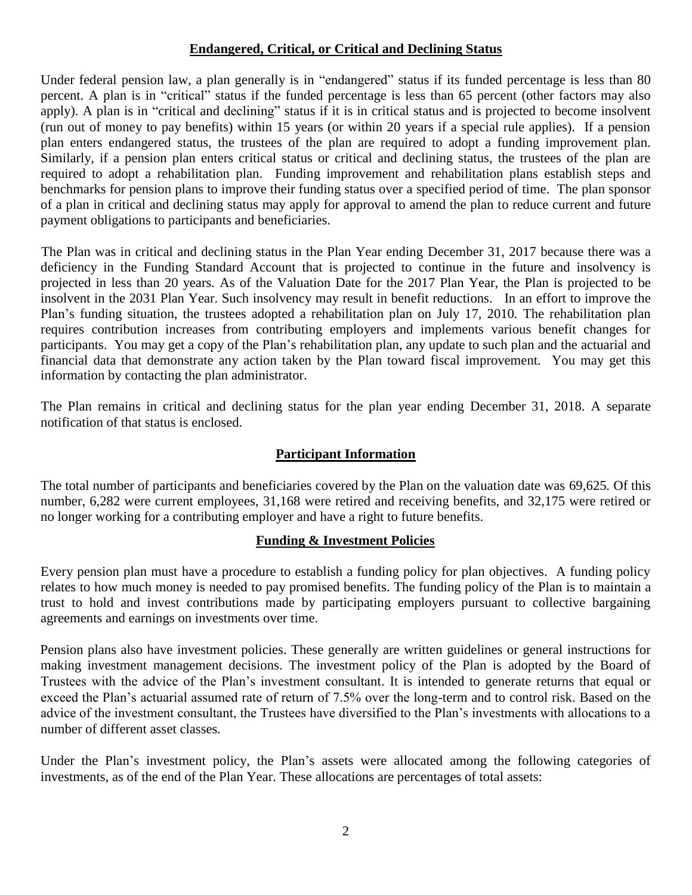## Endangered, Critical, or Critical and Declining Status

Under federal pension law, a plan generally is in "endangered" status if its funded percentage is less than 80 percent. A plan is in "critical" status if the funded percentage is less than 65 percent (other factors may also apply). A plan is in "critical and declining" status if it is in critical status and is projected to become insolvent (run out of money to pay benefits) within 15 years (or within 20 years if a special rule applies). If a pension plan enters endangered status, the trustees of the plan are required to adopt a funding improvement plan. Similarly, if a pension plan enters critical status or critical and declining status, the trustees of the plan are required to adopt a rehabilitation plan. Funding improvement and rehabilitation plans establish steps and benchmarks for pension plans to improve their funding status over a specified period of time. The plan sponsor of a plan in critical and declining status may apply for approval to amend the plan to reduce current and future payment obligations to participants and beneficiaries.

The Plan was in critical and declining status in the Plan Year ending December 31, 2017 because there was a deficiency in the Funding Standard Account that is projected to continue in the future and insolvency is projected in less than 20 years. As of the Valuation Date for the 2017 Plan Year, the Plan is projected to be insolvent in the 2031 Plan Year. Such insolvency may result in benefit reductions. In an effort to improve the Plan's funding situation, the trustees adopted a rehabilitation plan on July 17, 2010. The rehabilitation plan requires contribution increases from contributing employers and implements various benefit changes for participants. You may get a copy of the Plan's rehabilitation plan, any update to such plan and the actuarial and financial data that demonstrate any action taken by the Plan toward fiscal improvement. You may get this information by contacting the plan administrator.

The Plan remains in critical and declining status for the plan year ending December 31, 2018. A separate notification of that status is enclosed.

## Participant Information

The total number of participants and beneficiaries covered by the Plan on the valuation date was 69,625. Of this number, 6,282 were current employees, 31,168 were retired and receiving benefits, and 32,175 were retired or no longer working for a contributing employer and have a right to future benefits.

## Funding & Investment Policies

Every pension plan must have a procedure to establish a funding policy for plan objectives. A funding policy relates to how much money is needed to pay promised benefits. The funding policy of the Plan is to maintain a trust to hold and invest contributions made by participating employers pursuant to collective bargaining agreements and earnings on investments over time.

Pension plans also have investment policies. These generally are written guidelines or general instructions for making investment management decisions. The investment policy of the Plan is adopted by the Board of Trustees with the advice of the Plan's investment consultant. It is intended to generate returns that equal or exceed the Plan's actuarial assumed rate of return of 7.5% over the long-term and to control risk. Based on the advice of the investment consultant, the Trustees have diversified to the Plan's investments with allocations to a number of different asset classes.

Under the Plan's investment policy, the Plan's assets were allocated among the following categories of investments, as of the end of the Plan Year. These allocations are percentages of total assets: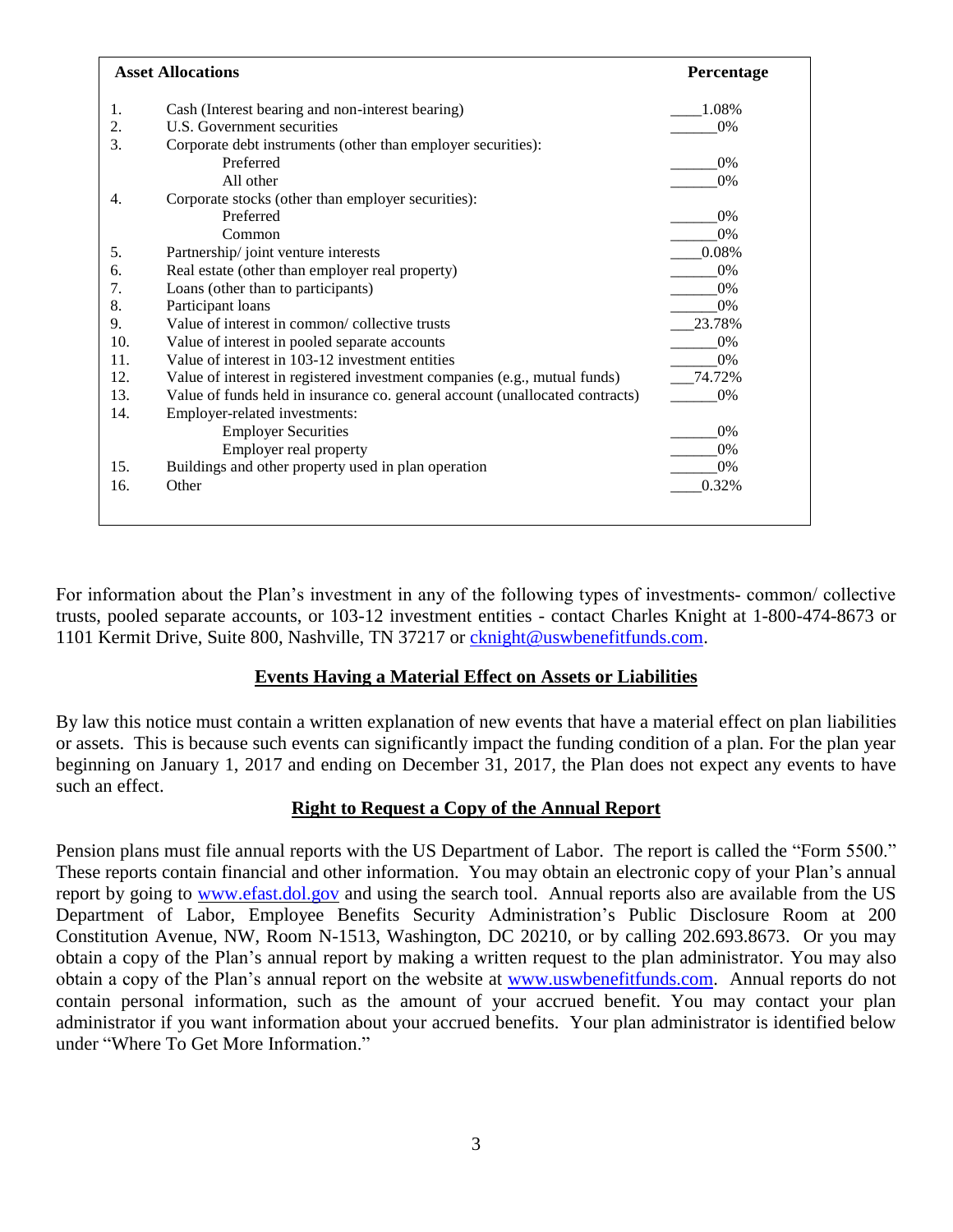| | Asset Allocations | Percentage |
|---|---|---|
| 1. | Cash (Interest bearing and non-interest bearing) | 1.08% |
| 2. | U.S. Government securities | 0% |
| 3. | Corporate debt instruments (other than employer securities): | |
| | Preferred | 0% |
| | All other | 0% |
| 4. | Corporate stocks (other than employer securities): | |
| | Preferred | 0% |
| | Common | 0% |
| 5. | Partnership/ joint venture interests | 0.08% |
| 6. | Real estate (other than employer real property) | 0% |
| 7. | Loans (other than to participants) | 0% |
| 8. | Participant loans | 0% |
| 9. | Value of interest in common/ collective trusts | 23.78% |
| 10. | Value of interest in pooled separate accounts | 0% |
| 11. | Value of interest in 103-12 investment entities | 0% |
| 12. | Value of interest in registered investment companies (e.g., mutual funds) | 74.72% |
| 13. | Value of funds held in insurance co. general account (unallocated contracts) | 0% |
| 14. | Employer-related investments: | |
| | Employer Securities | 0% |
| | Employer real property | 0% |
| 15. | Buildings and other property used in plan operation | 0% |
| 16. | Other | 0.32% |

For information about the Plan's investment in any of the following types of investments- common/ collective trusts, pooled separate accounts, or 103-12 investment entities - contact Charles Knight at 1-800-474-8673 or 1101 Kermit Drive, Suite 800, Nashville, TN 37217 or cknight@uswbenefitfunds.com.

## Events Having a Material Effect on Assets or Liabilities

By law this notice must contain a written explanation of new events that have a material effect on plan liabilities or assets. This is because such events can significantly impact the funding condition of a plan. For the plan year beginning on January 1, 2017 and ending on December 31, 2017, the Plan does not expect any events to have such an effect.

## Right to Request a Copy of the Annual Report

Pension plans must file annual reports with the US Department of Labor. The report is called the "Form 5500." These reports contain financial and other information. You may obtain an electronic copy of your Plan's annual report by going to www.efast.dol.gov and using the search tool. Annual reports also are available from the US Department of Labor, Employee Benefits Security Administration's Public Disclosure Room at 200 Constitution Avenue, NW, Room N-1513, Washington, DC 20210, or by calling 202.693.8673. Or you may obtain a copy of the Plan's annual report by making a written request to the plan administrator. You may also obtain a copy of the Plan's annual report on the website at www.uswbenefitfunds.com. Annual reports do not contain personal information, such as the amount of your accrued benefit. You may contact your plan administrator if you want information about your accrued benefits. Your plan administrator is identified below under "Where To Get More Information."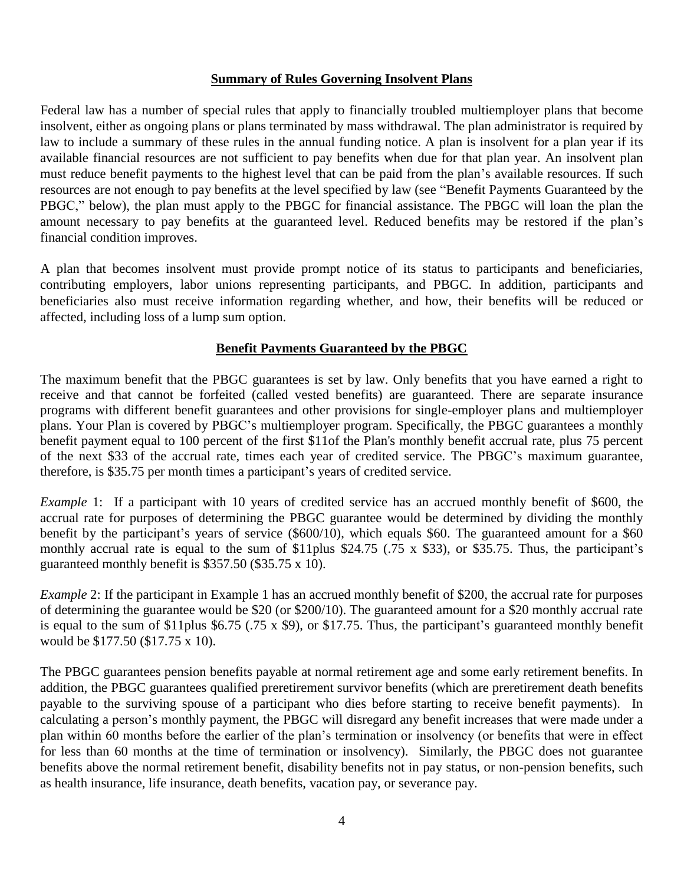## Summary of Rules Governing Insolvent Plans

Federal law has a number of special rules that apply to financially troubled multiemployer plans that become insolvent, either as ongoing plans or plans terminated by mass withdrawal. The plan administrator is required by law to include a summary of these rules in the annual funding notice. A plan is insolvent for a plan year if its available financial resources are not sufficient to pay benefits when due for that plan year. An insolvent plan must reduce benefit payments to the highest level that can be paid from the plan's available resources. If such resources are not enough to pay benefits at the level specified by law (see "Benefit Payments Guaranteed by the PBGC," below), the plan must apply to the PBGC for financial assistance. The PBGC will loan the plan the amount necessary to pay benefits at the guaranteed level. Reduced benefits may be restored if the plan's financial condition improves.

A plan that becomes insolvent must provide prompt notice of its status to participants and beneficiaries, contributing employers, labor unions representing participants, and PBGC. In addition, participants and beneficiaries also must receive information regarding whether, and how, their benefits will be reduced or affected, including loss of a lump sum option.

## Benefit Payments Guaranteed by the PBGC

The maximum benefit that the PBGC guarantees is set by law. Only benefits that you have earned a right to receive and that cannot be forfeited (called vested benefits) are guaranteed. There are separate insurance programs with different benefit guarantees and other provisions for single-employer plans and multiemployer plans. Your Plan is covered by PBGC's multiemployer program. Specifically, the PBGC guarantees a monthly benefit payment equal to 100 percent of the first $11of the Plan's monthly benefit accrual rate, plus 75 percent of the next $33 of the accrual rate, times each year of credited service. The PBGC's maximum guarantee, therefore, is $35.75 per month times a participant's years of credited service.

*Example* 1: If a participant with 10 years of credited service has an accrued monthly benefit of $600, the accrual rate for purposes of determining the PBGC guarantee would be determined by dividing the monthly benefit by the participant's years of service ($600/10), which equals $60. The guaranteed amount for a $60 monthly accrual rate is equal to the sum of $11plus $24.75 (.75 x $33), or $35.75. Thus, the participant's guaranteed monthly benefit is $357.50 ($35.75 x 10).

*Example* 2: If the participant in Example 1 has an accrued monthly benefit of $200, the accrual rate for purposes of determining the guarantee would be $20 (or $200/10). The guaranteed amount for a $20 monthly accrual rate is equal to the sum of $11plus $6.75 (.75 x $9), or $17.75. Thus, the participant's guaranteed monthly benefit would be $177.50 ($17.75 x 10).

The PBGC guarantees pension benefits payable at normal retirement age and some early retirement benefits. In addition, the PBGC guarantees qualified preretirement survivor benefits (which are preretirement death benefits payable to the surviving spouse of a participant who dies before starting to receive benefit payments). In calculating a person's monthly payment, the PBGC will disregard any benefit increases that were made under a plan within 60 months before the earlier of the plan's termination or insolvency (or benefits that were in effect for less than 60 months at the time of termination or insolvency). Similarly, the PBGC does not guarantee benefits above the normal retirement benefit, disability benefits not in pay status, or non-pension benefits, such as health insurance, life insurance, death benefits, vacation pay, or severance pay.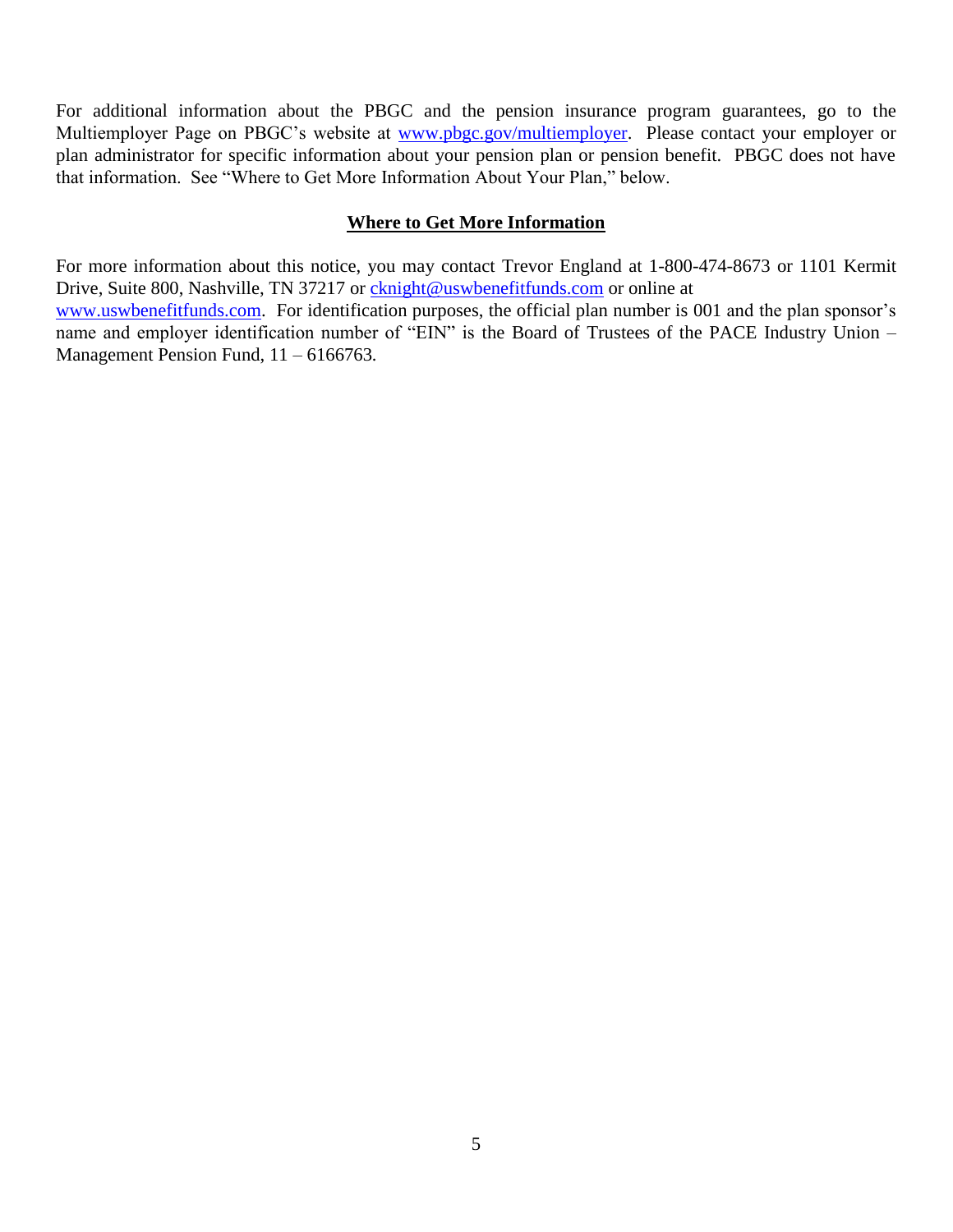For additional information about the PBGC and the pension insurance program guarantees, go to the Multiemployer Page on PBGC's website at www.pbgc.gov/multiemployer. Please contact your employer or plan administrator for specific information about your pension plan or pension benefit. PBGC does not have that information. See "Where to Get More Information About Your Plan," below.

## Where to Get More Information

For more information about this notice, you may contact Trevor England at 1-800-474-8673 or 1101 Kermit Drive, Suite 800, Nashville, TN 37217 or cknight@uswbenefitfunds.com or online at www.uswbenefitfunds.com. For identification purposes, the official plan number is 001 and the plan sponsor's name and employer identification number of "EIN" is the Board of Trustees of the PACE Industry Union – Management Pension Fund, 11 – 6166763.